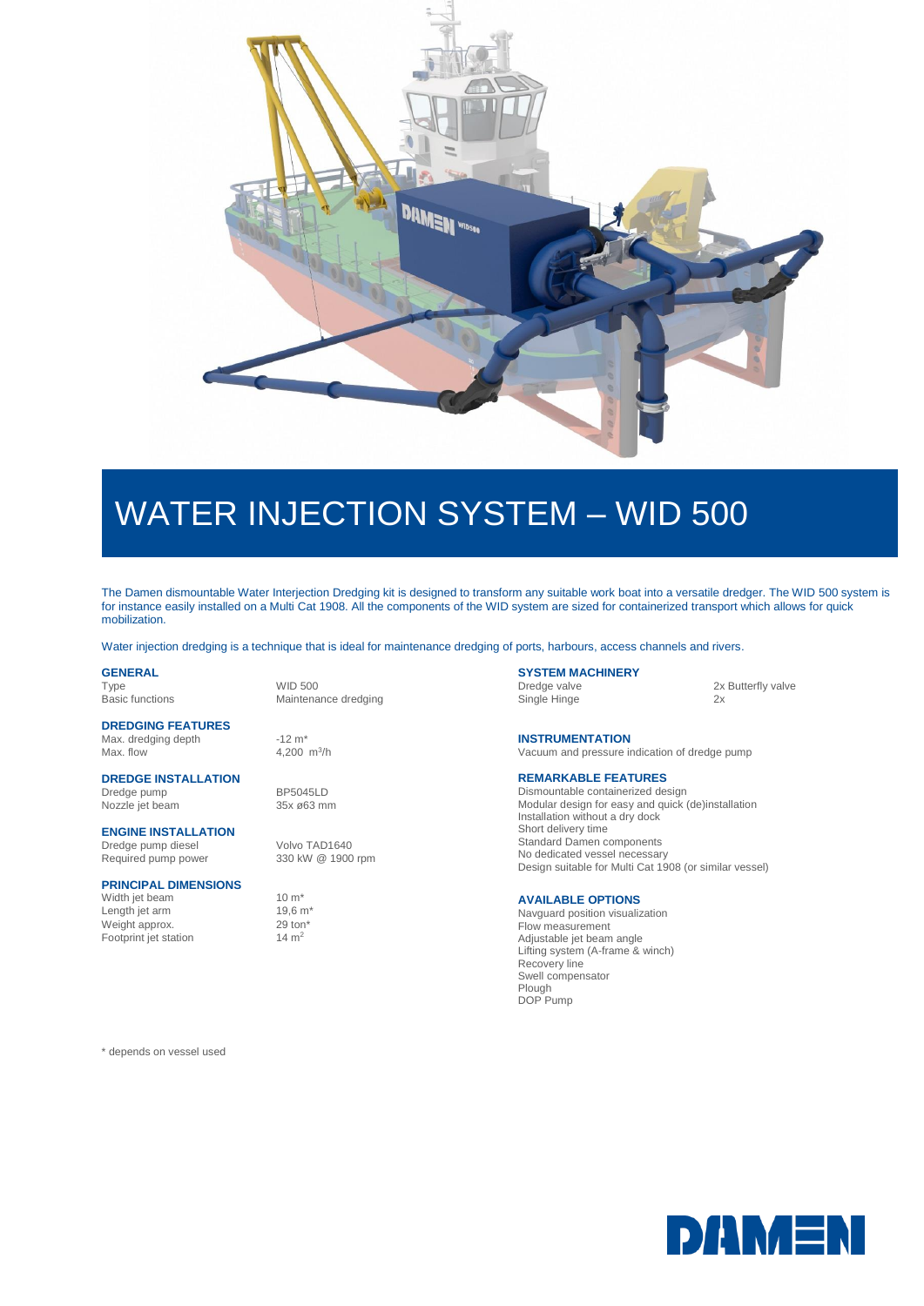# WATER INJECTION SYSTEM – WID 500

The Damen dismountable Water Interjection Dredging kit is designed to transform any suitable work boat into a versatile dredger. The WID 500 system is for instance easily installed on a Multi Cat 1908. All the components of the WID system are sized for containerized transport which allows for quick mobilization.

Water injection dredging is a technique that is ideal for maintenance dredging of ports, harbours, access channels and rivers.

## GENERAL

| | |
|---|---|
| Type | WID 500 |
| Basic functions | Maintenance dredging |

## DREDGING FEATURES

| | |
|---|---|
| Max. dredging depth | -12 m* |
| Max. flow | 4,200 $m^3$/h |

## DREDGE INSTALLATION

| | |
|---|---|
| Dredge pump | BP5045LD |
| Nozzle jet beam | 35x ø63 mm |

## ENGINE INSTALLATION

| | |
|---|---|
| Dredge pump diesel | Volvo TAD1640 |
| Required pump power | 330 kW @ 1900 rpm |

## PRINCIPAL DIMENSIONS

| | |
|---|---|
| Width jet beam | 10 m* |
| Length jet arm | 19,6 m* |
| Weight approx. | 29 ton* |
| Footprint jet station | 14 $m^2$ |

## SYSTEM MACHINERY

| | |
|---|---|
| Dredge valve | 2x Butterfly valve |
| Single Hinge | 2x |

## INSTRUMENTATION

Vacuum and pressure indication of dredge pump

## REMARKABLE FEATURES

Dismountable containerized design
Modular design for easy and quick (de)installation
Installation without a dry dock
Short delivery time
Standard Damen components
No dedicated vessel necessary
Design suitable for Multi Cat 1908 (or similar vessel)

## AVAILABLE OPTIONS

Navguard position visualization
Flow measurement
Adjustable jet beam angle
Lifting system (A-frame & winch)
Recovery line
Swell compensator
Plough
DOP Pump

* depends on vessel used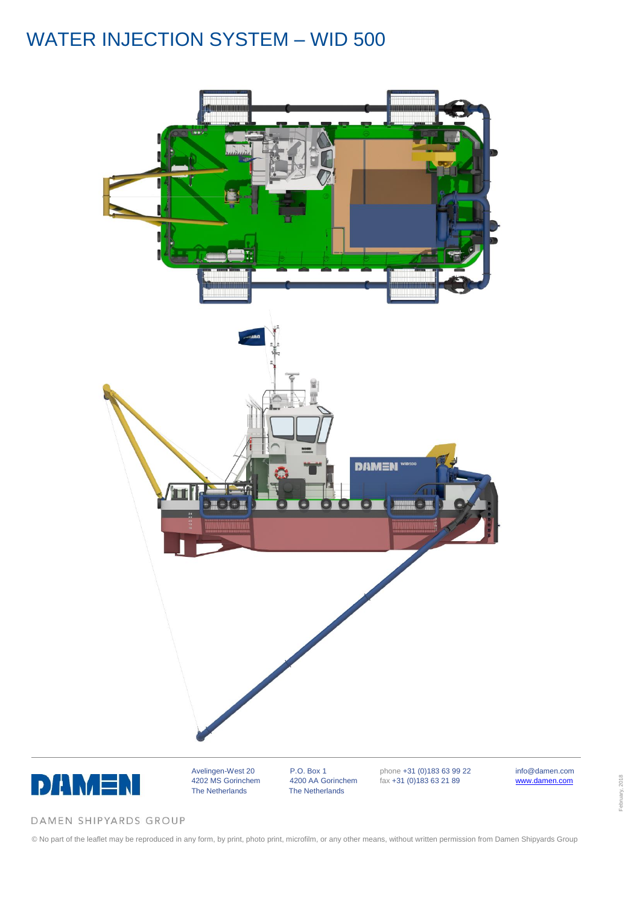# WATER INJECTION SYSTEM – WID 500

Avelingen-West 20
4202 MS Gorinchem
The Netherlands

P.O. Box 1
4200 AA Gorinchem
The Netherlands

phone +31 (0)183 63 99 22
fax +31 (0)183 63 21 89

info@damen.com
www.damen.com

DAMEN SHIPYARDS GROUP

© No part of the leaflet may be reproduced in any form, by print, photo print, microfilm, or any other means, without written permission from Damen Shipyards Group

February, 2018